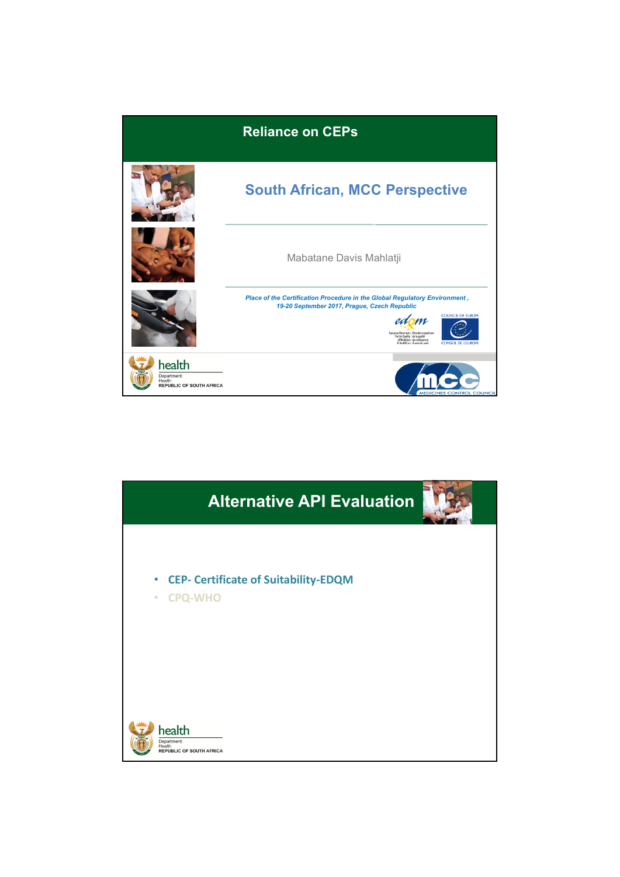# Reliance on CEPs

## South African, MCC Perspective

Mabatane Davis Mahlatji

*Place of the Certification Procedure in the Global Regulatory Environment, 19-20 September 2017, Prague, Czech Republic*

health
Department: Health
REPUBLIC OF SOUTH AFRICA

MEDICINES CONTROL COUNCIL

---

# Alternative API Evaluation

- CEP- Certificate of Suitability-EDQM
- CPQ-WHO

health
Department: Health
REPUBLIC OF SOUTH AFRICA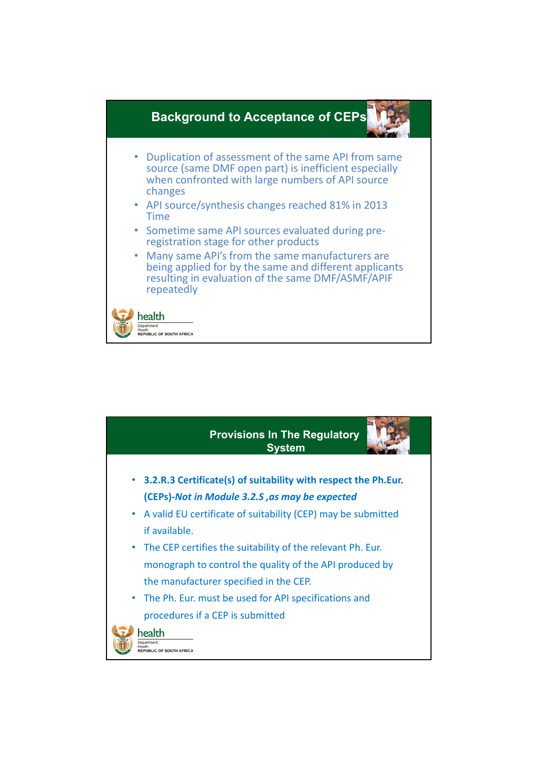## Background to Acceptance of CEPs

- Duplication of assessment of the same API from same source (same DMF open part) is inefficient especially when confronted with large numbers of API source changes
- API source/synthesis changes reached 81% in 2013 Time
- Sometime same API sources evaluated during pre-registration stage for other products
- Many same API's from the same manufacturers are being applied for by the same and different applicants resulting in evaluation of the same DMF/ASMF/APIF repeatedly

## Provisions In The Regulatory System

- **3.2.R.3 Certificate(s) of suitability with respect the Ph.Eur. (CEPs)-*Not in Module 3.2.S ,as may be expected***
- A valid EU certificate of suitability (CEP) may be submitted if available.
- The CEP certifies the suitability of the relevant Ph. Eur. monograph to control the quality of the API produced by the manufacturer specified in the CEP.
- The Ph. Eur. must be used for API specifications and procedures if a CEP is submitted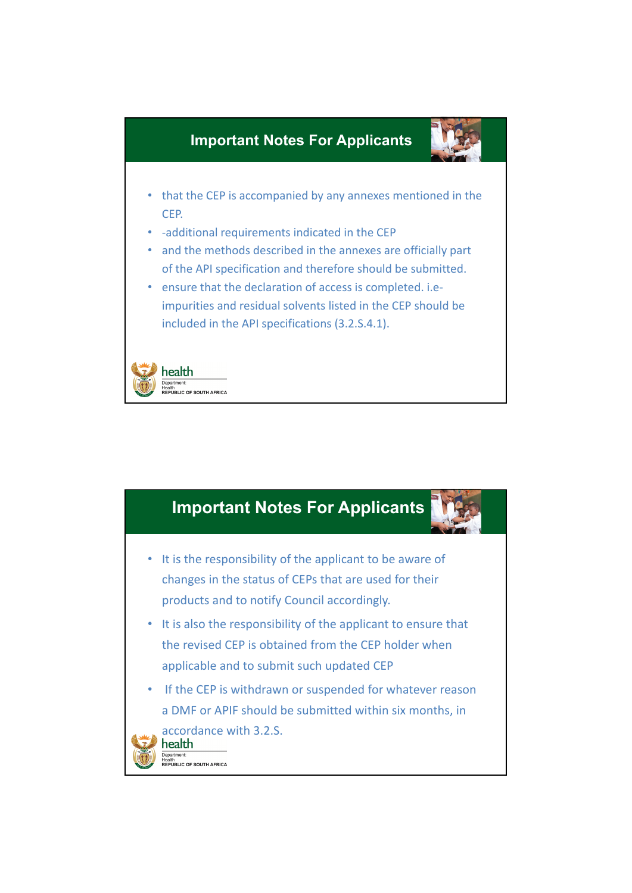## Important Notes For Applicants

- that the CEP is accompanied by any annexes mentioned in the CEP.
- -additional requirements indicated in the CEP
- and the methods described in the annexes are officially part of the API specification and therefore should be submitted.
- ensure that the declaration of access is completed. i.e- impurities and residual solvents listed in the CEP should be included in the API specifications (3.2.S.4.1).

health
Department: Health
REPUBLIC OF SOUTH AFRICA

## Important Notes For Applicants

- It is the responsibility of the applicant to be aware of changes in the status of CEPs that are used for their products and to notify Council accordingly.
- It is also the responsibility of the applicant to ensure that the revised CEP is obtained from the CEP holder when applicable and to submit such updated CEP
- If the CEP is withdrawn or suspended for whatever reason a DMF or APIF should be submitted within six months, in accordance with 3.2.S.

health
Department: Health
REPUBLIC OF SOUTH AFRICA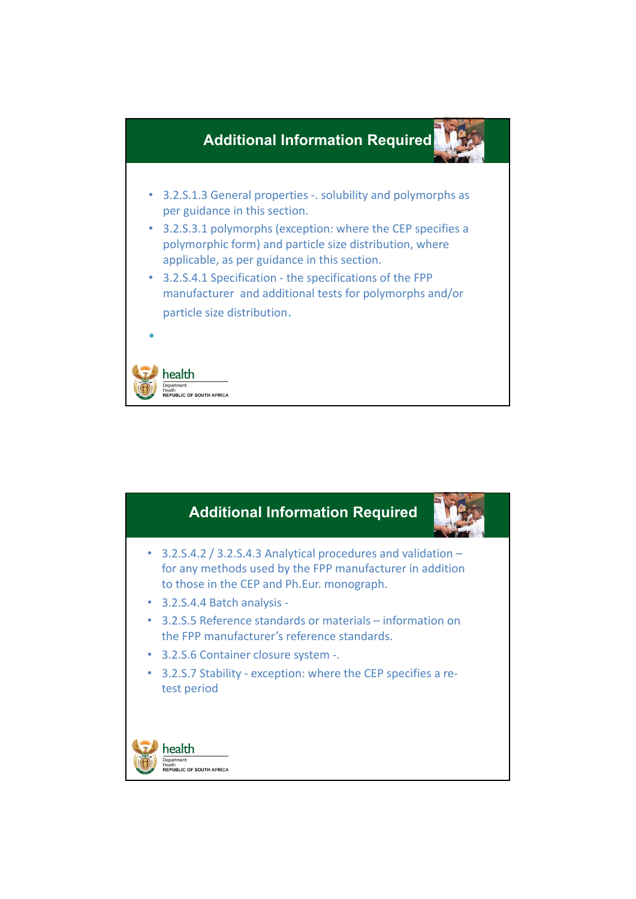## Additional Information Required

- 3.2.S.1.3 General properties -. solubility and polymorphs as per guidance in this section.
- 3.2.S.3.1 polymorphs (exception: where the CEP specifies a polymorphic form) and particle size distribution, where applicable, as per guidance in this section.
- 3.2.S.4.1 Specification - the specifications of the FPP manufacturer and additional tests for polymorphs and/or particle size distribution.

## Additional Information Required

- 3.2.S.4.2 / 3.2.S.4.3 Analytical procedures and validation – for any methods used by the FPP manufacturer in addition to those in the CEP and Ph.Eur. monograph.
- 3.2.S.4.4 Batch analysis -
- 3.2.S.5 Reference standards or materials – information on the FPP manufacturer's reference standards.
- 3.2.S.6 Container closure system -.
- 3.2.S.7 Stability - exception: where the CEP specifies a re-test period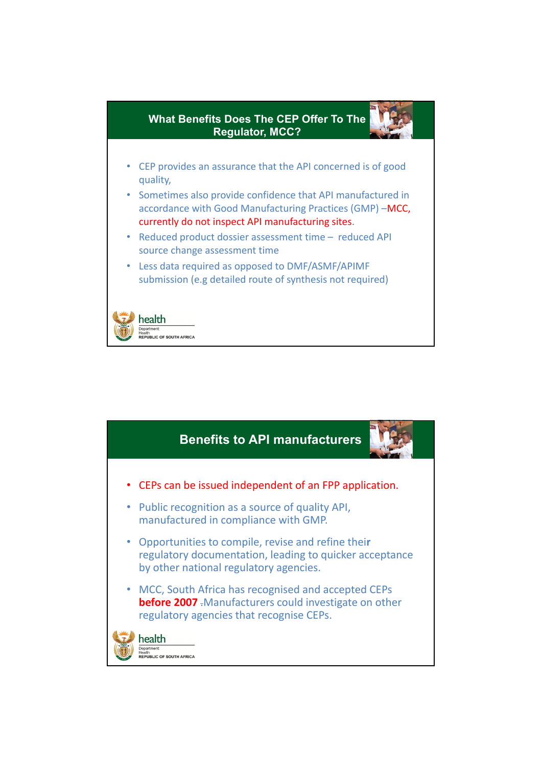## What Benefits Does The CEP Offer To The Regulator, MCC?

- CEP provides an assurance that the API concerned is of good quality,
- Sometimes also provide confidence that API manufactured in accordance with Good Manufacturing Practices (GMP) –MCC, currently do not inspect API manufacturing sites.
- Reduced product dossier assessment time – reduced API source change assessment time
- Less data required as opposed to DMF/ASMF/APIMF submission (e.g detailed route of synthesis not required)

health
Department: Health
REPUBLIC OF SOUTH AFRICA

## Benefits to API manufacturers

- CEPs can be issued independent of an FPP application.
- Public recognition as a source of quality API, manufactured in compliance with GMP.
- Opportunities to compile, revise and refine their regulatory documentation, leading to quicker acceptance by other national regulatory agencies.
- MCC, South Africa has recognised and accepted CEPs **before 2007** .Manufacturers could investigate on other regulatory agencies that recognise CEPs.

health
Department: Health
REPUBLIC OF SOUTH AFRICA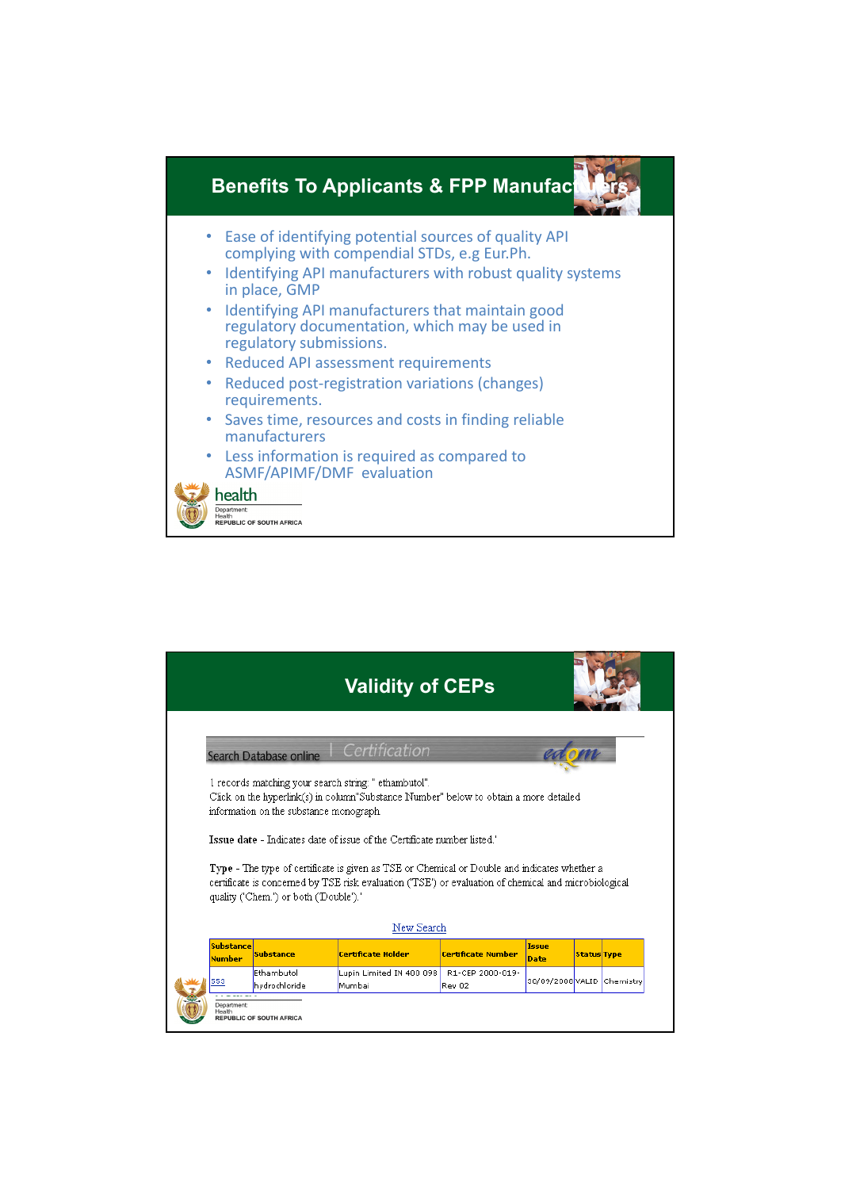## Benefits To Applicants & FPP Manufacturers

- Ease of identifying potential sources of quality API complying with compendial STDs, e.g Eur.Ph.
- Identifying API manufacturers with robust quality systems in place, GMP
- Identifying API manufacturers that maintain good regulatory documentation, which may be used in regulatory submissions.
- Reduced API assessment requirements
- Reduced post-registration variations (changes) requirements.
- Saves time, resources and costs in finding reliable manufacturers
- Less information is required as compared to ASMF/APIMF/DMF evaluation

health
Department: Health
REPUBLIC OF SOUTH AFRICA

## Validity of CEPs

Search Database online | Certification edqm

1 records matching your search string: " ethambutol".
Click on the hyperlink(s) in column"Substance Number" below to obtain a more detailed information on the substance monograph

**Issue date** - Indicates date of issue of the Certificate number listed.'

**Type** - The type of certificate is given as TSE or Chemical or Double and indicates whether a certificate is concerned by TSE risk evaluation ('TSE') or evaluation of chemical and microbiological quality ('Chem.') or both ('Double').'

New Search

| Substance Number | Substance | Certificate Holder | Certificate Number | Issue Date | Status | Type |
|---|---|---|---|---|---|---|
| 553 | Ethambutol hydrochloride | Lupin Limited IN 400 098 Mumbai | R1-CEP 2000-019-Rev 02 | 30/09/2006 | VALID | Chemistry |

Department: Health
REPUBLIC OF SOUTH AFRICA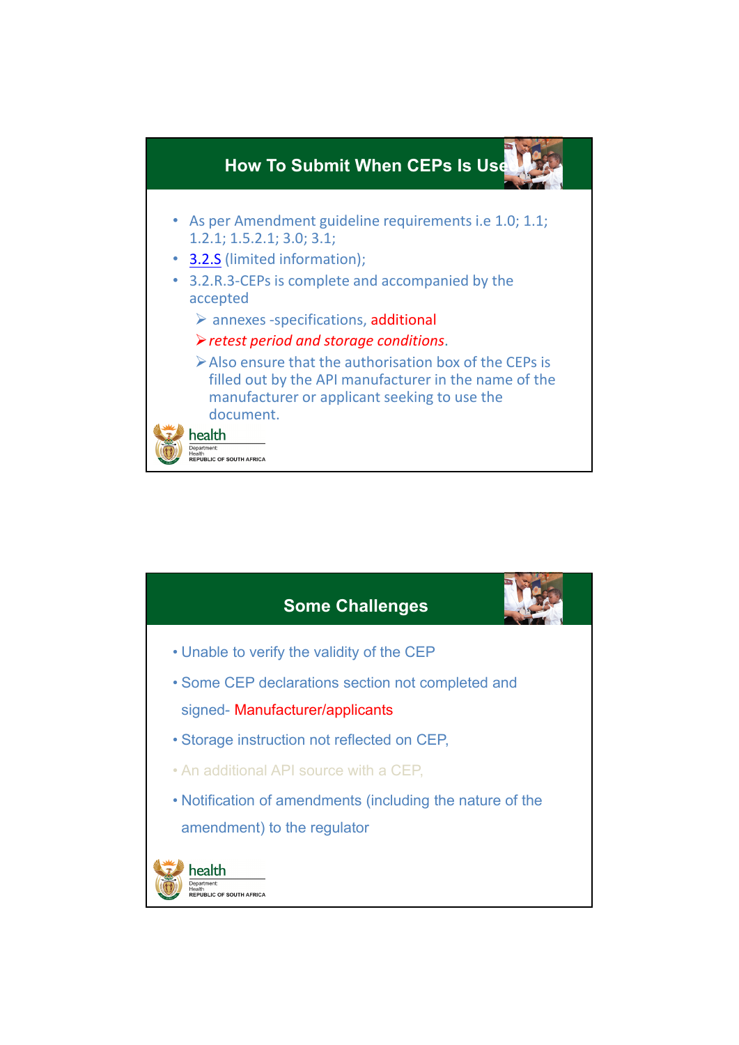## How To Submit When CEPs Is Use

- As per Amendment guideline requirements i.e 1.0; 1.1; 1.2.1; 1.5.2.1; 3.0; 3.1;
- 3.2.S (limited information);
- 3.2.R.3-CEPs is complete and accompanied by the accepted
  - annexes -specifications, additional
  - *retest period and storage conditions*.
  - Also ensure that the authorisation box of the CEPs is filled out by the API manufacturer in the name of the manufacturer or applicant seeking to use the document.

health
Department:
Health
REPUBLIC OF SOUTH AFRICA

## Some Challenges

- Unable to verify the validity of the CEP
- Some CEP declarations section not completed and signed- Manufacturer/applicants
- Storage instruction not reflected on CEP,
- An additional API source with a CEP,
- Notification of amendments (including the nature of the amendment) to the regulator

health
Department:
Health
REPUBLIC OF SOUTH AFRICA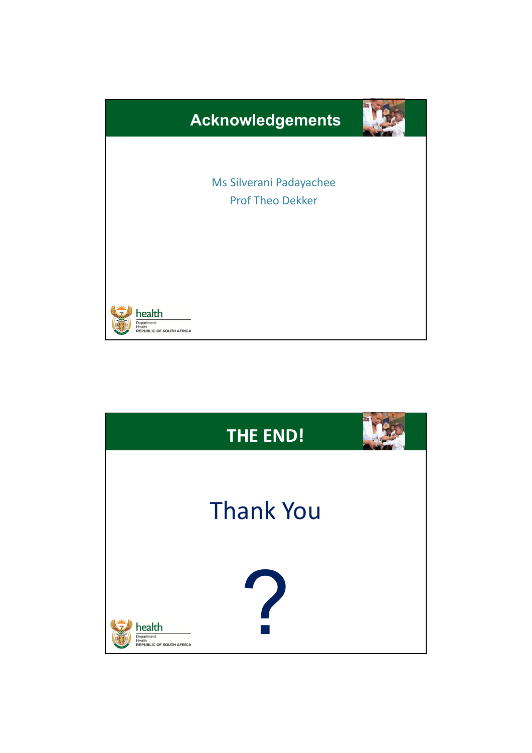## Acknowledgements

Ms Silverani Padayachee

Prof Theo Dekker

health
Department: Health
REPUBLIC OF SOUTH AFRICA

## THE END!

Thank You

?

health
Department: Health
REPUBLIC OF SOUTH AFRICA